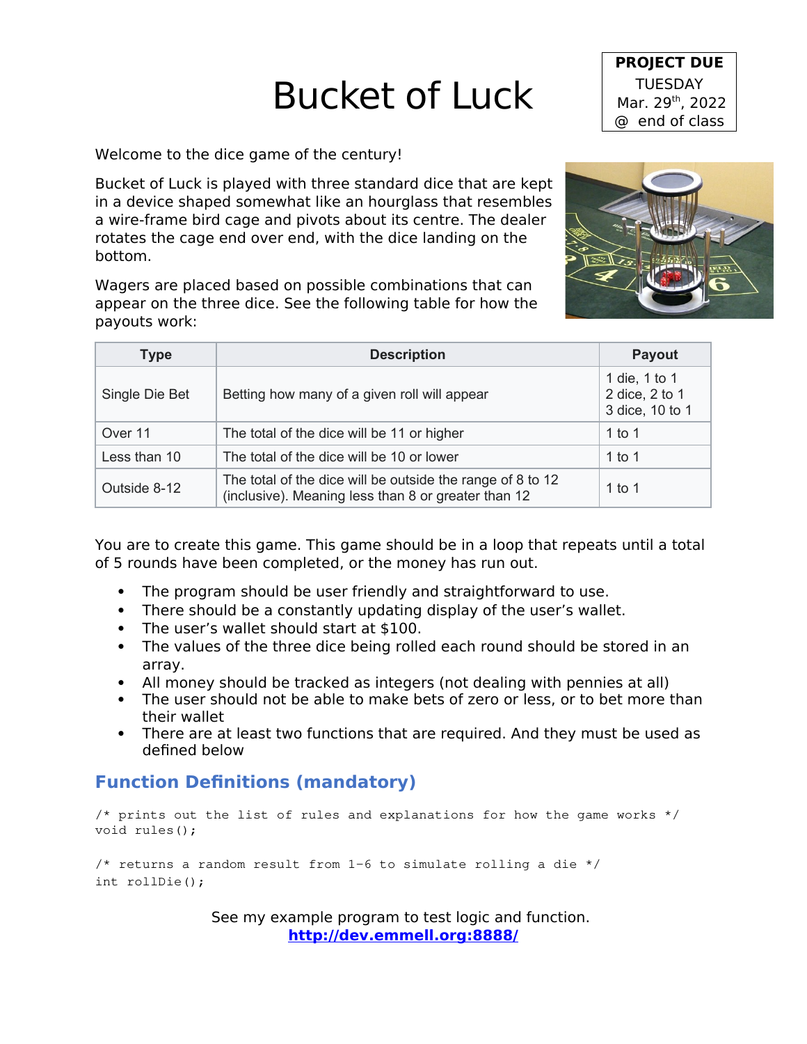# Bucket of Luck

**PROJECT DUE**
TUESDAY
Mar. 29th, 2022
@ end of class

Welcome to the dice game of the century!

Bucket of Luck is played with three standard dice that are kept in a device shaped somewhat like an hourglass that resembles a wire-frame bird cage and pivots about its centre. The dealer rotates the cage end over end, with the dice landing on the bottom.

Wagers are placed based on possible combinations that can appear on the three dice. See the following table for how the payouts work:

| Type | Description | Payout |
|---|---|---|
| Single Die Bet | Betting how many of a given roll will appear | 1 die, 1 to 1<br>2 dice, 2 to 1<br>3 dice, 10 to 1 |
| Over 11 | The total of the dice will be 11 or higher | 1 to 1 |
| Less than 10 | The total of the dice will be 10 or lower | 1 to 1 |
| Outside 8-12 | The total of the dice will be outside the range of 8 to 12 (inclusive). Meaning less than 8 or greater than 12 | 1 to 1 |

You are to create this game. This game should be in a loop that repeats until a total of 5 rounds have been completed, or the money has run out.

- The program should be user friendly and straightforward to use.
- There should be a constantly updating display of the user's wallet.
- The user's wallet should start at $100.
- The values of the three dice being rolled each round should be stored in an array.
- All money should be tracked as integers (not dealing with pennies at all)
- The user should not be able to make bets of zero or less, or to bet more than their wallet
- There are at least two functions that are required. And they must be used as defined below

## Function Definitions (mandatory)

```
/* prints out the list of rules and explanations for how the game works */
void rules();

/* returns a random result from 1-6 to simulate rolling a die */
int rollDie();
```

See my example program to test logic and function.
**http://dev.emmell.org:8888/**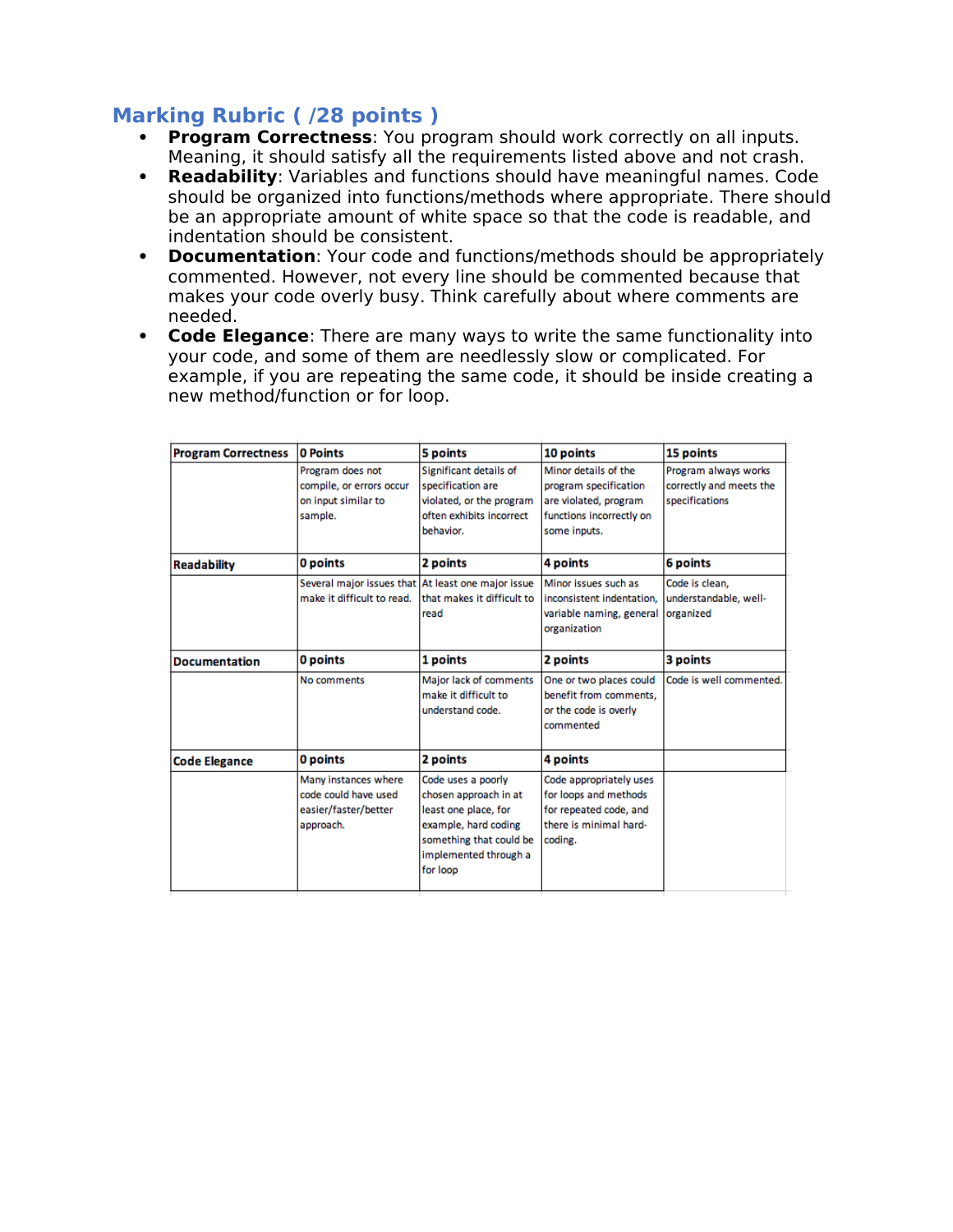## Marking Rubric ( /28 points )

- **Program Correctness**: You program should work correctly on all inputs. Meaning, it should satisfy all the requirements listed above and not crash.
- **Readability**: Variables and functions should have meaningful names. Code should be organized into functions/methods where appropriate. There should be an appropriate amount of white space so that the code is readable, and indentation should be consistent.
- **Documentation**: Your code and functions/methods should be appropriately commented. However, not every line should be commented because that makes your code overly busy. Think carefully about where comments are needed.
- **Code Elegance**: There are many ways to write the same functionality into your code, and some of them are needlessly slow or complicated. For example, if you are repeating the same code, it should be inside creating a new method/function or for loop.

| **Program Correctness** | **0 Points** | **5 points** | **10 points** | **15 points** |
|---|---|---|---|---|
| | Program does not compile, or errors occur on input similar to sample. | Significant details of specification are violated, or the program often exhibits incorrect behavior. | Minor details of the program specification are violated, program functions incorrectly on some inputs. | Program always works correctly and meets the specifications |
| **Readability** | **0 points** | **2 points** | **4 points** | **6 points** |
| | Several major issues that make it difficult to read. | At least one major issue that makes it difficult to read | Minor issues such as inconsistent indentation, variable naming, general organization | Code is clean, understandable, well-organized |
| **Documentation** | **0 points** | **1 points** | **2 points** | **3 points** |
| | No comments | Major lack of comments make it difficult to understand code. | One or two places could benefit from comments, or the code is overly commented | Code is well commented. |
| **Code Elegance** | **0 points** | **2 points** | **4 points** | |
| | Many instances where code could have used easier/faster/better approach. | Code uses a poorly chosen approach in at least one place, for example, hard coding something that could be implemented through a for loop | Code appropriately uses for loops and methods for repeated code, and there is minimal hard-coding. | |